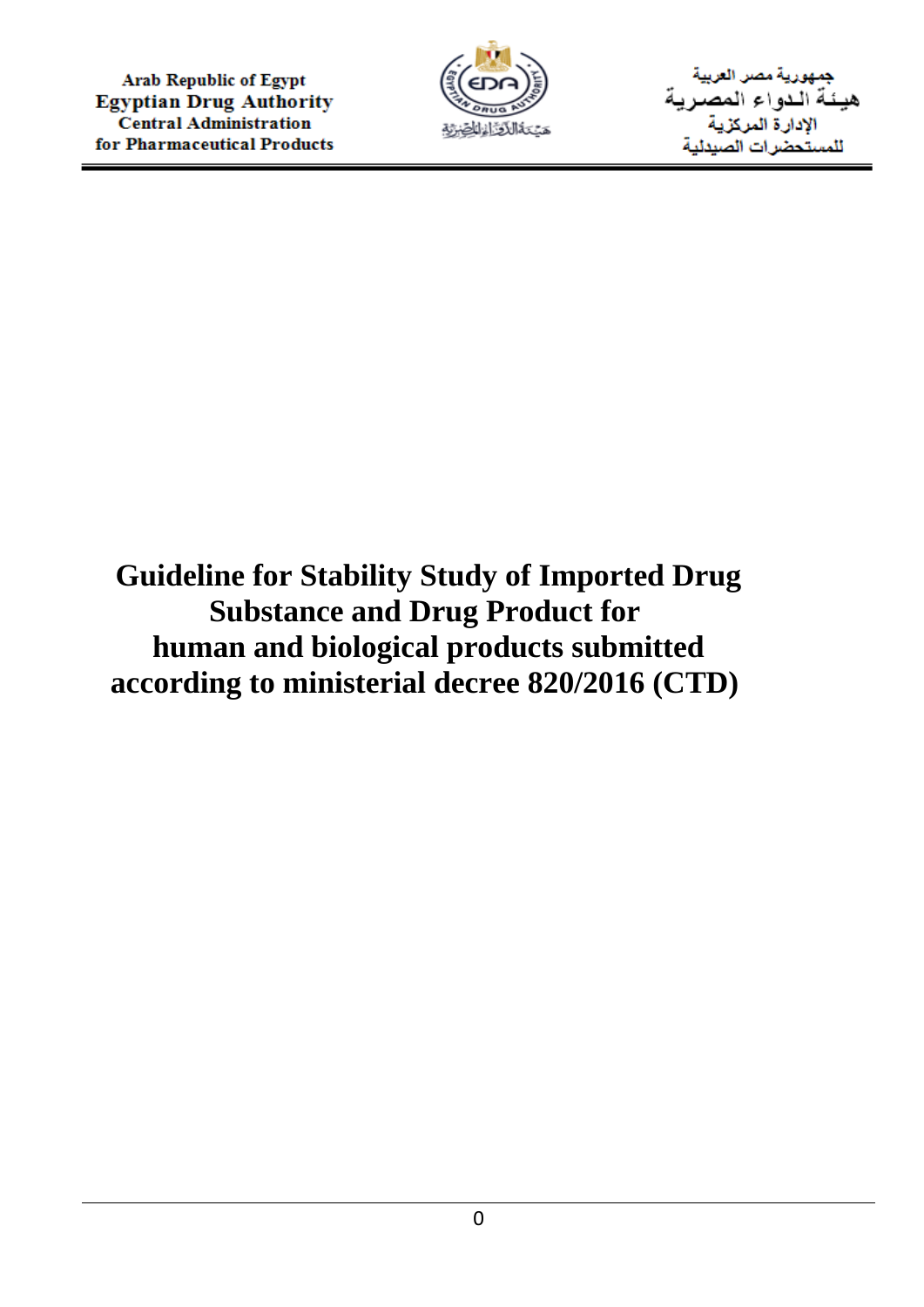Arab Republic of Egypt
Egyptian Drug Authority
Central Administration
for Pharmaceutical Products

جمهورية مصر العربية
هيئة الدواء المصرية
الإدارة المركزية
للمستحضرات الصيدلية

# Guideline for Stability Study of Imported Drug Substance and Drug Product for human and biological products submitted according to ministerial decree 820/2016 (CTD)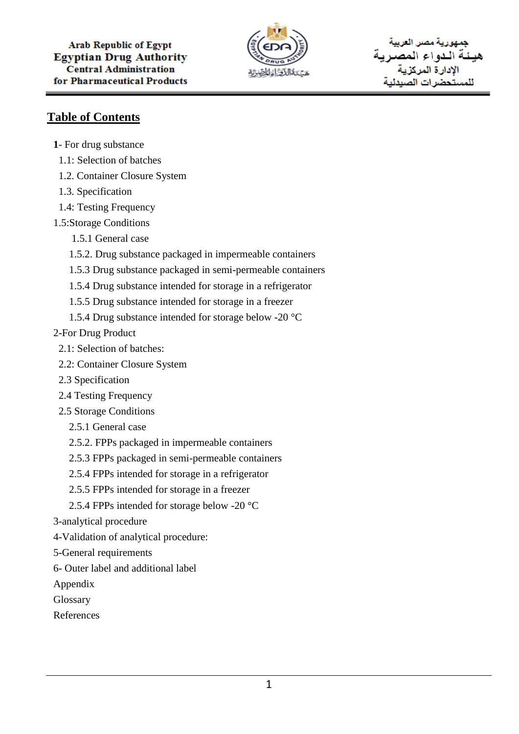## Table of Contents

**1**- For drug substance

1.1: Selection of batches

1.2. Container Closure System

1.3. Specification

1.4: Testing Frequency

1.5:Storage Conditions

1.5.1 General case

1.5.2. Drug substance packaged in impermeable containers

1.5.3 Drug substance packaged in semi-permeable containers

1.5.4 Drug substance intended for storage in a refrigerator

1.5.5 Drug substance intended for storage in a freezer

1.5.4 Drug substance intended for storage below -20 °C

2-For Drug Product

2.1: Selection of batches:

2.2: Container Closure System

2.3 Specification

2.4 Testing Frequency

2.5 Storage Conditions

2.5.1 General case

2.5.2. FPPs packaged in impermeable containers

2.5.3 FPPs packaged in semi-permeable containers

2.5.4 FPPs intended for storage in a refrigerator

2.5.5 FPPs intended for storage in a freezer

2.5.4 FPPs intended for storage below -20 °C

3-analytical procedure

4-Validation of analytical procedure:

5-General requirements

6- Outer label and additional label

Appendix

Glossary

References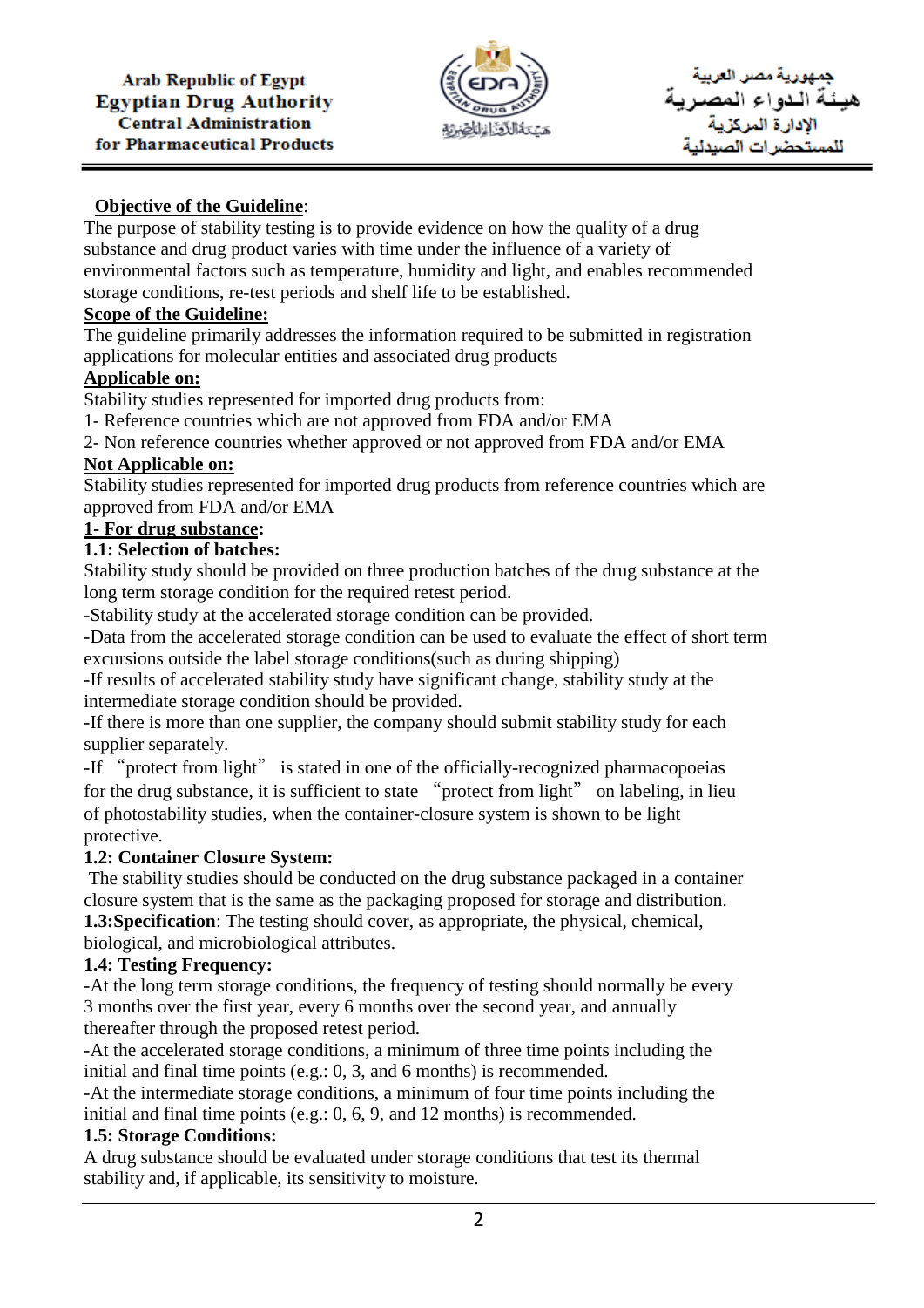**Objective of the Guideline**:

The purpose of stability testing is to provide evidence on how the quality of a drug substance and drug product varies with time under the influence of a variety of environmental factors such as temperature, humidity and light, and enables recommended storage conditions, re-test periods and shelf life to be established.

**Scope of the Guideline:**

The guideline primarily addresses the information required to be submitted in registration applications for molecular entities and associated drug products

**Applicable on:**

Stability studies represented for imported drug products from:

1- Reference countries which are not approved from FDA and/or EMA

2- Non reference countries whether approved or not approved from FDA and/or EMA

**Not Applicable on:**

Stability studies represented for imported drug products from reference countries which are approved from FDA and/or EMA

**1- For drug substance:**

**1.1: Selection of batches:**

Stability study should be provided on three production batches of the drug substance at the long term storage condition for the required retest period.

-Stability study at the accelerated storage condition can be provided.

-Data from the accelerated storage condition can be used to evaluate the effect of short term excursions outside the label storage conditions(such as during shipping)

-If results of accelerated stability study have significant change, stability study at the intermediate storage condition should be provided.

-If there is more than one supplier, the company should submit stability study for each supplier separately.

-If "protect from light" is stated in one of the officially-recognized pharmacopoeias for the drug substance, it is sufficient to state "protect from light" on labeling, in lieu of photostability studies, when the container-closure system is shown to be light protective.

**1.2: Container Closure System:**

The stability studies should be conducted on the drug substance packaged in a container closure system that is the same as the packaging proposed for storage and distribution.

**1.3:Specification**: The testing should cover, as appropriate, the physical, chemical, biological, and microbiological attributes.

**1.4: Testing Frequency:**

-At the long term storage conditions, the frequency of testing should normally be every 3 months over the first year, every 6 months over the second year, and annually thereafter through the proposed retest period.

-At the accelerated storage conditions, a minimum of three time points including the initial and final time points (e.g.: 0, 3, and 6 months) is recommended.

-At the intermediate storage conditions, a minimum of four time points including the initial and final time points (e.g.: 0, 6, 9, and 12 months) is recommended.

**1.5: Storage Conditions:**

A drug substance should be evaluated under storage conditions that test its thermal stability and, if applicable, its sensitivity to moisture.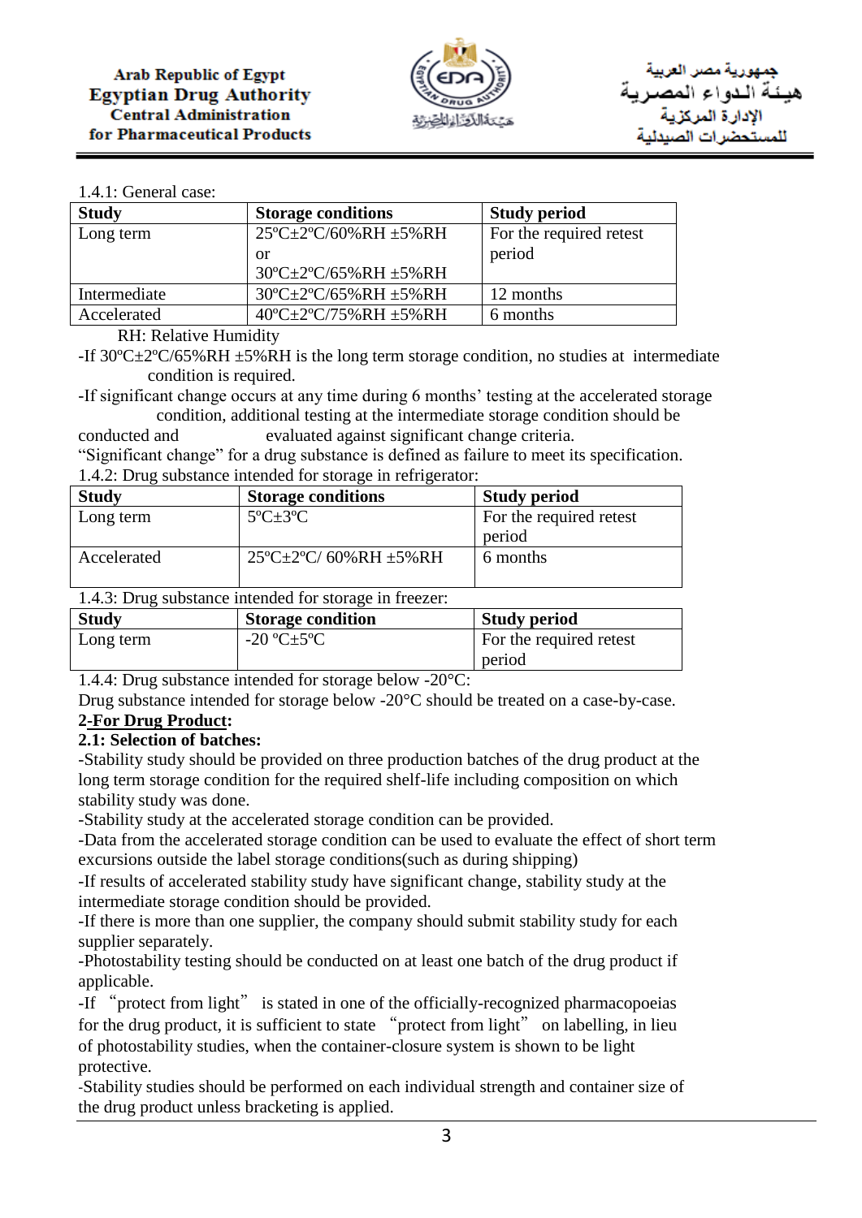1.4.1: General case:

| Study | Storage conditions | Study period |
|---|---|---|
| Long term | 25ºC±2ºC/60%RH ±5%RH or 30ºC±2ºC/65%RH ±5%RH | For the required retest period |
| Intermediate | 30ºC±2ºC/65%RH ±5%RH | 12 months |
| Accelerated | 40ºC±2ºC/75%RH ±5%RH | 6 months |

RH: Relative Humidity

-If 30ºC±2ºC/65%RH ±5%RH is the long term storage condition, no studies at intermediate condition is required.

-If significant change occurs at any time during 6 months' testing at the accelerated storage condition, additional testing at the intermediate storage condition should be conducted and evaluated against significant change criteria.

"Significant change" for a drug substance is defined as failure to meet its specification.

1.4.2: Drug substance intended for storage in refrigerator:

| Study | Storage conditions | Study period |
|---|---|---|
| Long term | 5ºC±3ºC | For the required retest period |
| Accelerated | 25ºC±2ºC/ 60%RH ±5%RH | 6 months |

1.4.3: Drug substance intended for storage in freezer:

| Study | Storage condition | Study period |
|---|---|---|
| Long term | -20 ºC±5ºC | For the required retest period |

1.4.4: Drug substance intended for storage below -20°C:

Drug substance intended for storage below -20°C should be treated on a case-by-case.

**2-<u>For Drug Product</u>:**

**2.1: Selection of batches:**

-Stability study should be provided on three production batches of the drug product at the long term storage condition for the required shelf-life including composition on which stability study was done.

-Stability study at the accelerated storage condition can be provided.

-Data from the accelerated storage condition can be used to evaluate the effect of short term excursions outside the label storage conditions(such as during shipping)

-If results of accelerated stability study have significant change, stability study at the intermediate storage condition should be provided.

-If there is more than one supplier, the company should submit stability study for each supplier separately.

-Photostability testing should be conducted on at least one batch of the drug product if applicable.

-If "protect from light" is stated in one of the officially-recognized pharmacopoeias for the drug product, it is sufficient to state "protect from light" on labelling, in lieu of photostability studies, when the container-closure system is shown to be light protective.

-Stability studies should be performed on each individual strength and container size of the drug product unless bracketing is applied.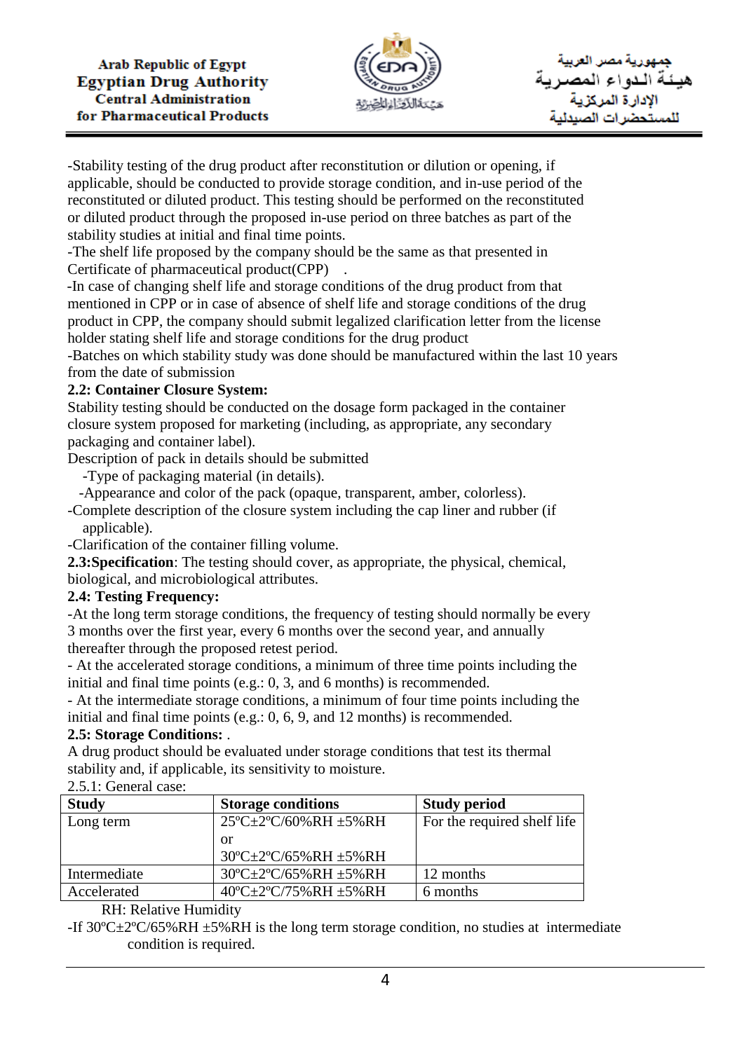-Stability testing of the drug product after reconstitution or dilution or opening, if applicable, should be conducted to provide storage condition, and in-use period of the reconstituted or diluted product. This testing should be performed on the reconstituted or diluted product through the proposed in-use period on three batches as part of the stability studies at initial and final time points.

-The shelf life proposed by the company should be the same as that presented in Certificate of pharmaceutical product(CPP) .

-In case of changing shelf life and storage conditions of the drug product from that mentioned in CPP or in case of absence of shelf life and storage conditions of the drug product in CPP, the company should submit legalized clarification letter from the license holder stating shelf life and storage conditions for the drug product

-Batches on which stability study was done should be manufactured within the last 10 years from the date of submission

**2.2: Container Closure System:**

Stability testing should be conducted on the dosage form packaged in the container closure system proposed for marketing (including, as appropriate, any secondary packaging and container label).

Description of pack in details should be submitted

-Type of packaging material (in details).

-Appearance and color of the pack (opaque, transparent, amber, colorless).

-Complete description of the closure system including the cap liner and rubber (if applicable).

-Clarification of the container filling volume.

**2.3:Specification**: The testing should cover, as appropriate, the physical, chemical, biological, and microbiological attributes.

**2.4: Testing Frequency:**

-At the long term storage conditions, the frequency of testing should normally be every 3 months over the first year, every 6 months over the second year, and annually thereafter through the proposed retest period.

- At the accelerated storage conditions, a minimum of three time points including the initial and final time points (e.g.: 0, 3, and 6 months) is recommended.

- At the intermediate storage conditions, a minimum of four time points including the initial and final time points (e.g.: 0, 6, 9, and 12 months) is recommended.

**2.5: Storage Conditions:** .

A drug product should be evaluated under storage conditions that test its thermal stability and, if applicable, its sensitivity to moisture.

2.5.1: General case:

| **Study** | **Storage conditions** | **Study period** |
|---|---|---|
| Long term | 25ºC±2ºC/60%RH ±5%RH or 30ºC±2ºC/65%RH ±5%RH | For the required shelf life |
| Intermediate | 30ºC±2ºC/65%RH ±5%RH | 12 months |
| Accelerated | 40ºC±2ºC/75%RH ±5%RH | 6 months |

RH: Relative Humidity

-If 30ºC±2ºC/65%RH ±5%RH is the long term storage condition, no studies at intermediate condition is required.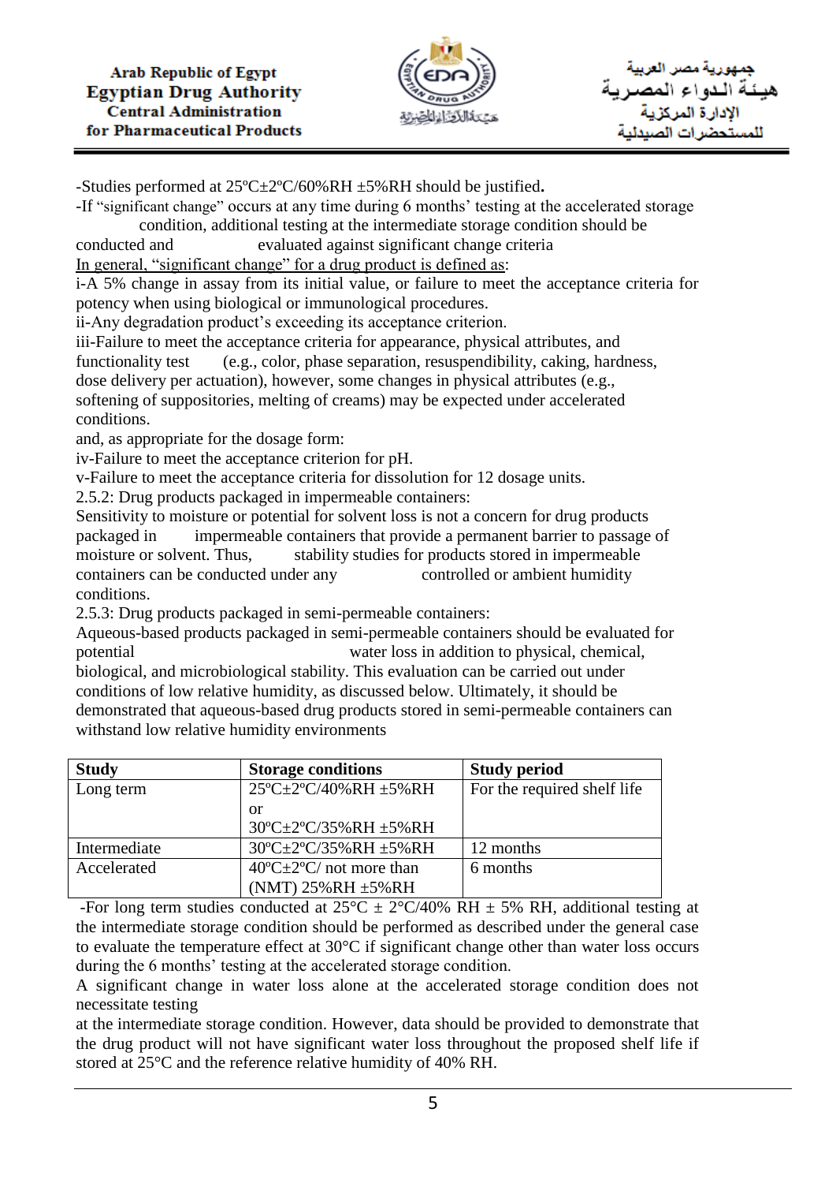-Studies performed at 25ºC±2ºC/60%RH ±5%RH should be justified.

-If "significant change" occurs at any time during 6 months' testing at the accelerated storage condition, additional testing at the intermediate storage condition should be conducted and evaluated against significant change criteria

In general, "significant change" for a drug product is defined as:

i-A 5% change in assay from its initial value, or failure to meet the acceptance criteria for potency when using biological or immunological procedures.

ii-Any degradation product's exceeding its acceptance criterion.

iii-Failure to meet the acceptance criteria for appearance, physical attributes, and functionality test (e.g., color, phase separation, resuspendibility, caking, hardness, dose delivery per actuation), however, some changes in physical attributes (e.g., softening of suppositories, melting of creams) may be expected under accelerated conditions.

and, as appropriate for the dosage form:

iv-Failure to meet the acceptance criterion for pH.

v-Failure to meet the acceptance criteria for dissolution for 12 dosage units.

2.5.2: Drug products packaged in impermeable containers:

Sensitivity to moisture or potential for solvent loss is not a concern for drug products packaged in impermeable containers that provide a permanent barrier to passage of moisture or solvent. Thus, stability studies for products stored in impermeable containers can be conducted under any controlled or ambient humidity conditions.

2.5.3: Drug products packaged in semi-permeable containers:

Aqueous-based products packaged in semi-permeable containers should be evaluated for potential water loss in addition to physical, chemical, biological, and microbiological stability. This evaluation can be carried out under conditions of low relative humidity, as discussed below. Ultimately, it should be demonstrated that aqueous-based drug products stored in semi-permeable containers can withstand low relative humidity environments

| Study | Storage conditions | Study period |
|---|---|---|
| Long term | 25ºC±2ºC/40%RH ±5%RH or 30ºC±2ºC/35%RH ±5%RH | For the required shelf life |
| Intermediate | 30ºC±2ºC/35%RH ±5%RH | 12 months |
| Accelerated | 40ºC±2ºC/ not more than (NMT) 25%RH ±5%RH | 6 months |

-For long term studies conducted at 25°C ± 2°C/40% RH ± 5% RH, additional testing at the intermediate storage condition should be performed as described under the general case to evaluate the temperature effect at 30°C if significant change other than water loss occurs during the 6 months' testing at the accelerated storage condition.

A significant change in water loss alone at the accelerated storage condition does not necessitate testing at the intermediate storage condition. However, data should be provided to demonstrate that the drug product will not have significant water loss throughout the proposed shelf life if stored at 25°C and the reference relative humidity of 40% RH.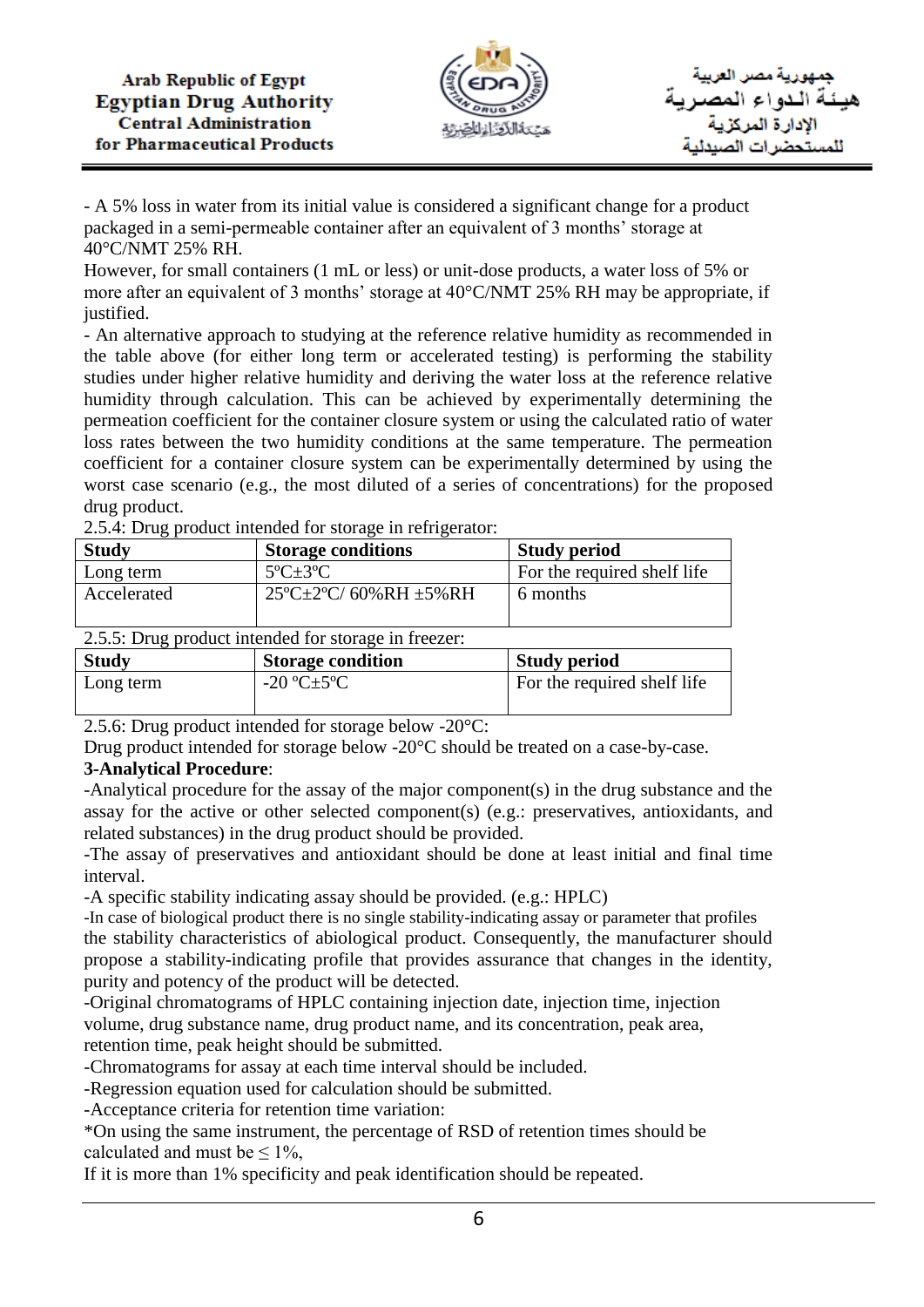- A 5% loss in water from its initial value is considered a significant change for a product packaged in a semi-permeable container after an equivalent of 3 months' storage at 40°C/NMT 25% RH.

However, for small containers (1 mL or less) or unit-dose products, a water loss of 5% or more after an equivalent of 3 months' storage at 40°C/NMT 25% RH may be appropriate, if justified.

- An alternative approach to studying at the reference relative humidity as recommended in the table above (for either long term or accelerated testing) is performing the stability studies under higher relative humidity and deriving the water loss at the reference relative humidity through calculation. This can be achieved by experimentally determining the permeation coefficient for the container closure system or using the calculated ratio of water loss rates between the two humidity conditions at the same temperature. The permeation coefficient for a container closure system can be experimentally determined by using the worst case scenario (e.g., the most diluted of a series of concentrations) for the proposed drug product.

2.5.4: Drug product intended for storage in refrigerator:

| Study | Storage conditions | Study period |
|---|---|---|
| Long term | 5ºC±3ºC | For the required shelf life |
| Accelerated | 25ºC±2ºC/ 60%RH ±5%RH | 6 months |

2.5.5: Drug product intended for storage in freezer:

| Study | Storage condition | Study period |
|---|---|---|
| Long term | -20 ºC±5ºC | For the required shelf life |

2.5.6: Drug product intended for storage below -20°C:

Drug product intended for storage below -20°C should be treated on a case-by-case.

**3-Analytical Procedure**:

-Analytical procedure for the assay of the major component(s) in the drug substance and the assay for the active or other selected component(s) (e.g.: preservatives, antioxidants, and related substances) in the drug product should be provided.

-The assay of preservatives and antioxidant should be done at least initial and final time interval.

-A specific stability indicating assay should be provided. (e.g.: HPLC)

-In case of biological product there is no single stability-indicating assay or parameter that profiles the stability characteristics of abiological product. Consequently, the manufacturer should propose a stability-indicating profile that provides assurance that changes in the identity, purity and potency of the product will be detected.

-Original chromatograms of HPLC containing injection date, injection time, injection volume, drug substance name, drug product name, and its concentration, peak area, retention time, peak height should be submitted.

-Chromatograms for assay at each time interval should be included.

-Regression equation used for calculation should be submitted.

-Acceptance criteria for retention time variation:

*On using the same instrument, the percentage of RSD of retention times should be calculated and must be ≤ 1%,

If it is more than 1% specificity and peak identification should be repeated.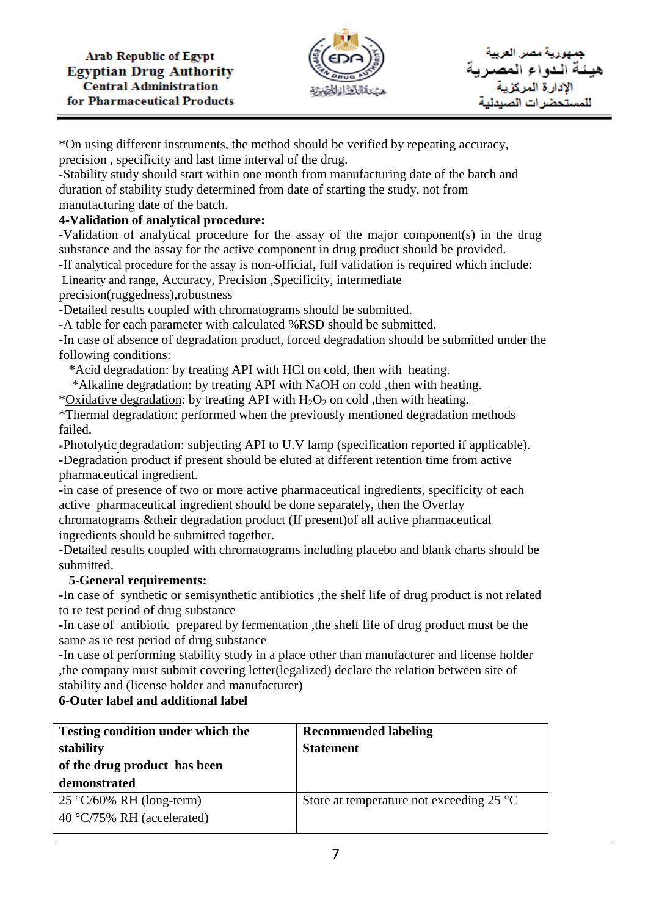*On using different instruments, the method should be verified by repeating accuracy, precision , specificity and last time interval of the drug.

-Stability study should start within one month from manufacturing date of the batch and duration of stability study determined from date of starting the study, not from manufacturing date of the batch.

**4-Validation of analytical procedure:**

-Validation of analytical procedure for the assay of the major component(s) in the drug substance and the assay for the active component in drug product should be provided.

-If analytical procedure for the assay is non-official, full validation is required which include: Linearity and range, Accuracy, Precision ,Specificity, intermediate precision(ruggedness),robustness

-Detailed results coupled with chromatograms should be submitted.

-A table for each parameter with calculated %RSD should be submitted.

-In case of absence of degradation product, forced degradation should be submitted under the following conditions:

*Acid degradation: by treating API with HCl on cold, then with heating.

*Alkaline degradation: by treating API with NaOH on cold ,then with heating.

*Oxidative degradation: by treating API with $H_2O_2$ on cold ,then with heating.

*Thermal degradation: performed when the previously mentioned degradation methods failed.

*Photolytic degradation: subjecting API to U.V lamp (specification reported if applicable).

-Degradation product if present should be eluted at different retention time from active pharmaceutical ingredient.

-in case of presence of two or more active pharmaceutical ingredients, specificity of each active pharmaceutical ingredient should be done separately, then the Overlay chromatograms &their degradation product (If present)of all active pharmaceutical ingredients should be submitted together.

-Detailed results coupled with chromatograms including placebo and blank charts should be submitted.

**5-General requirements:**

-In case of synthetic or semisynthetic antibiotics ,the shelf life of drug product is not related to re test period of drug substance

-In case of antibiotic prepared by fermentation ,the shelf life of drug product must be the same as re test period of drug substance

-In case of performing stability study in a place other than manufacturer and license holder ,the company must submit covering letter(legalized) declare the relation between site of stability and (license holder and manufacturer)

**6-Outer label and additional label**

| Testing condition under which the stability of the drug product has been demonstrated | Recommended labeling Statement |
|---|---|
| 25 °C/60% RH (long-term)<br>40 °C/75% RH (accelerated) | Store at temperature not exceeding 25 °C |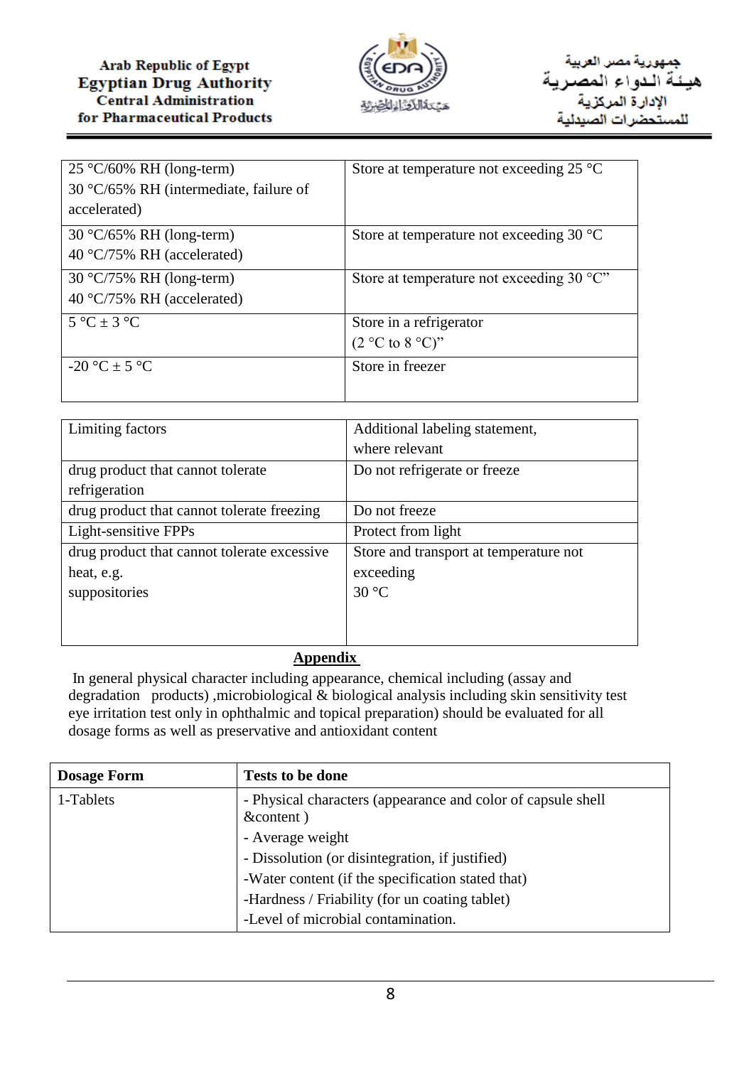| | |
|---|---|
| 25 °C/60% RH (long-term)<br>30 °C/65% RH (intermediate, failure of accelerated) | Store at temperature not exceeding 25 °C |
| 30 °C/65% RH (long-term)<br>40 °C/75% RH (accelerated) | Store at temperature not exceeding 30 °C |
| 30 °C/75% RH (long-term)<br>40 °C/75% RH (accelerated) | Store at temperature not exceeding 30 °C" |
| 5 °C ± 3 °C | Store in a refrigerator<br>(2 °C to 8 °C)" |
| -20 °C ± 5 °C | Store in freezer |

| Limiting factors | Additional labeling statement, where relevant |
|---|---|
| drug product that cannot tolerate refrigeration | Do not refrigerate or freeze |
| drug product that cannot tolerate freezing | Do not freeze |
| Light-sensitive FPPs | Protect from light |
| drug product that cannot tolerate excessive heat, e.g. suppositories | Store and transport at temperature not exceeding 30 °C |

## Appendix

In general physical character including appearance, chemical including (assay and degradation products) ,microbiological & biological analysis including skin sensitivity test eye irritation test only in ophthalmic and topical preparation) should be evaluated for all dosage forms as well as preservative and antioxidant content

| **Dosage Form** | **Tests to be done** |
|---|---|
| 1-Tablets | - Physical characters (appearance and color of capsule shell &content )<br>- Average weight<br>- Dissolution (or disintegration, if justified)<br>-Water content (if the specification stated that)<br>-Hardness / Friability (for un coating tablet)<br>-Level of microbial contamination. |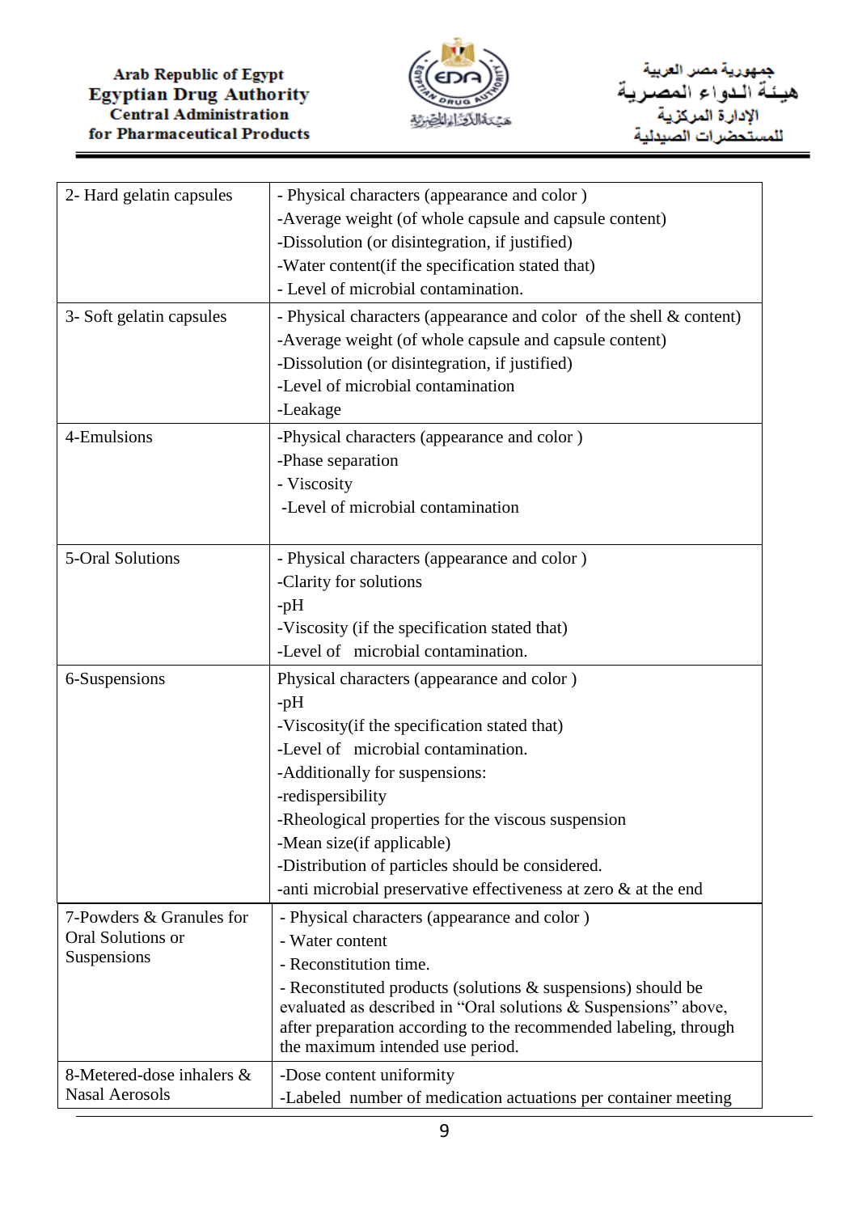| | |
|---|---|
| 2- Hard gelatin capsules | - Physical characters (appearance and color )<br>-Average weight (of whole capsule and capsule content)<br>-Dissolution (or disintegration, if justified)<br>-Water content(if the specification stated that)<br>- Level of microbial contamination. |
| 3- Soft gelatin capsules | - Physical characters (appearance and color of the shell & content)<br>-Average weight (of whole capsule and capsule content)<br>-Dissolution (or disintegration, if justified)<br>-Level of microbial contamination<br>-Leakage |
| 4-Emulsions | -Physical characters (appearance and color )<br>-Phase separation<br>- Viscosity<br>-Level of microbial contamination |
| 5-Oral Solutions | - Physical characters (appearance and color )<br>-Clarity for solutions<br>-pH<br>-Viscosity (if the specification stated that)<br>-Level of microbial contamination. |
| 6-Suspensions | Physical characters (appearance and color )<br>-pH<br>-Viscosity(if the specification stated that)<br>-Level of microbial contamination.<br>-Additionally for suspensions:<br>-redispersibility<br>-Rheological properties for the viscous suspension<br>-Mean size(if applicable)<br>-Distribution of particles should be considered.<br>-anti microbial preservative effectiveness at zero & at the end |
| 7-Powders & Granules for Oral Solutions or Suspensions | - Physical characters (appearance and color )<br>- Water content<br>- Reconstitution time.<br>- Reconstituted products (solutions & suspensions) should be evaluated as described in "Oral solutions & Suspensions" above, after preparation according to the recommended labeling, through the maximum intended use period. |
| 8-Metered-dose inhalers & Nasal Aerosols | -Dose content uniformity<br>-Labeled number of medication actuations per container meeting |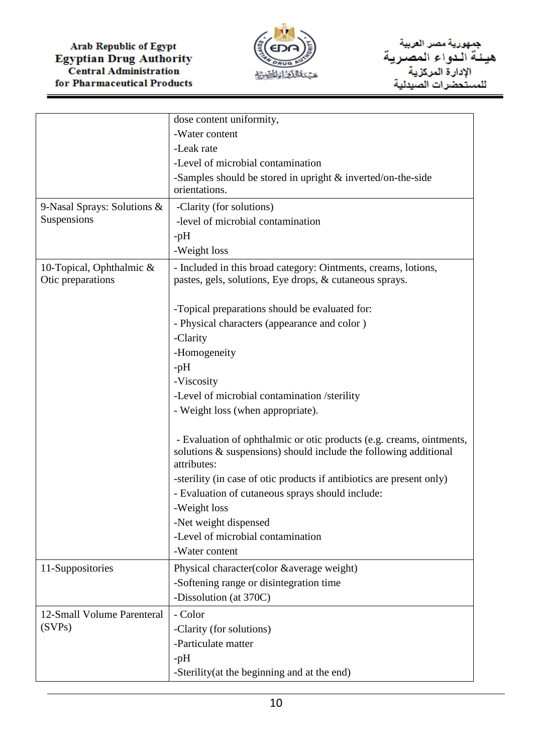| | |
|---|---|
| | dose content uniformity,<br>-Water content<br>-Leak rate<br>-Level of microbial contamination<br>-Samples should be stored in upright & inverted/on-the-side orientations. |
| 9-Nasal Sprays: Solutions & Suspensions | -Clarity (for solutions)<br>-level of microbial contamination<br>-pH<br>-Weight loss |
| 10-Topical, Ophthalmic & Otic preparations | - Included in this broad category: Ointments, creams, lotions, pastes, gels, solutions, Eye drops, & cutaneous sprays.<br><br>-Topical preparations should be evaluated for:<br>- Physical characters (appearance and color )<br>-Clarity<br>-Homogeneity<br>-pH<br>-Viscosity<br>-Level of microbial contamination /sterility<br>- Weight loss (when appropriate).<br><br>- Evaluation of ophthalmic or otic products (e.g. creams, ointments, solutions & suspensions) should include the following additional attributes:<br>-sterility (in case of otic products if antibiotics are present only)<br>- Evaluation of cutaneous sprays should include:<br>-Weight loss<br>-Net weight dispensed<br>-Level of microbial contamination<br>-Water content |
| 11-Suppositories | Physical character(color &average weight)<br>-Softening range or disintegration time<br>-Dissolution (at 370C) |
| 12-Small Volume Parenteral (SVPs) | - Color<br>-Clarity (for solutions)<br>-Particulate matter<br>-pH<br>-Sterility(at the beginning and at the end) |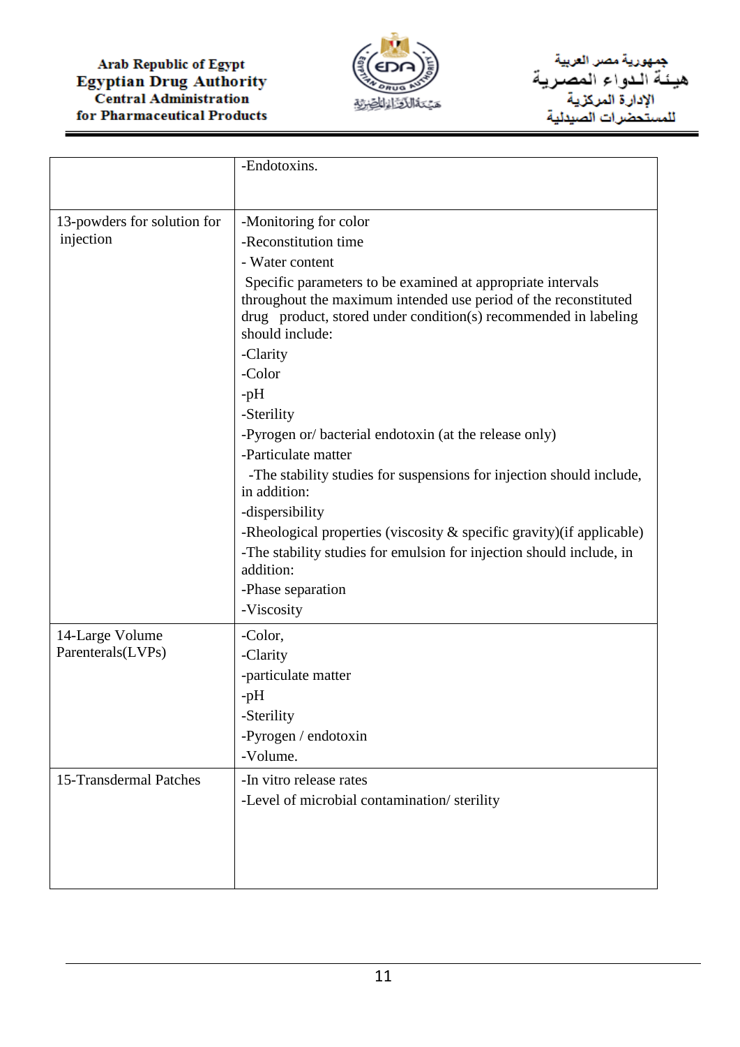| | |
|---|---|
| | -Endotoxins. |
| 13-powders for solution for injection | -Monitoring for color<br>-Reconstitution time<br>- Water content<br>Specific parameters to be examined at appropriate intervals throughout the maximum intended use period of the reconstituted drug product, stored under condition(s) recommended in labeling should include:<br>-Clarity<br>-Color<br>-pH<br>-Sterility<br>-Pyrogen or/ bacterial endotoxin (at the release only)<br>-Particulate matter<br>-The stability studies for suspensions for injection should include, in addition:<br>-dispersibility<br>-Rheological properties (viscosity & specific gravity)(if applicable)<br>-The stability studies for emulsion for injection should include, in addition:<br>-Phase separation<br>-Viscosity |
| 14-Large Volume Parenterals(LVPs) | -Color,<br>-Clarity<br>-particulate matter<br>-pH<br>-Sterility<br>-Pyrogen / endotoxin<br>-Volume. |
| 15-Transdermal Patches | -In vitro release rates<br>-Level of microbial contamination/ sterility |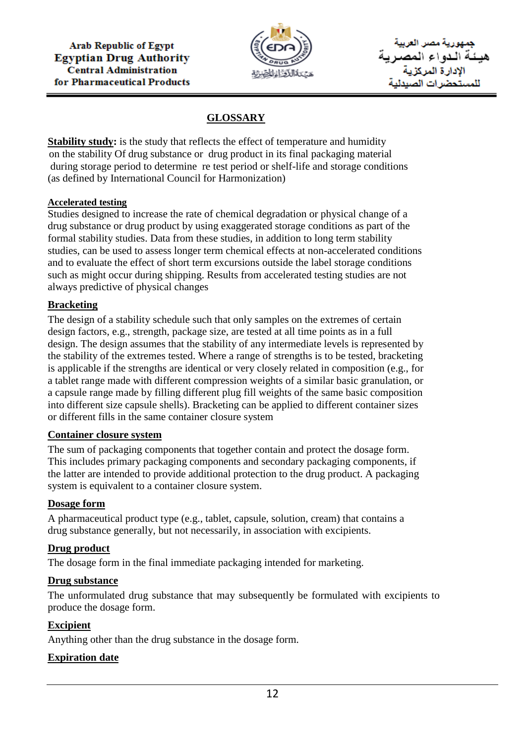## GLOSSARY

**Stability study:** is the study that reflects the effect of temperature and humidity on the stability Of drug substance or drug product in its final packaging material during storage period to determine re test period or shelf-life and storage conditions (as defined by International Council for Harmonization)

**Accelerated testing**

Studies designed to increase the rate of chemical degradation or physical change of a drug substance or drug product by using exaggerated storage conditions as part of the formal stability studies. Data from these studies, in addition to long term stability studies, can be used to assess longer term chemical effects at non-accelerated conditions and to evaluate the effect of short term excursions outside the label storage conditions such as might occur during shipping. Results from accelerated testing studies are not always predictive of physical changes

**Bracketing**

The design of a stability schedule such that only samples on the extremes of certain design factors, e.g., strength, package size, are tested at all time points as in a full design. The design assumes that the stability of any intermediate levels is represented by the stability of the extremes tested. Where a range of strengths is to be tested, bracketing is applicable if the strengths are identical or very closely related in composition (e.g., for a tablet range made with different compression weights of a similar basic granulation, or a capsule range made by filling different plug fill weights of the same basic composition into different size capsule shells). Bracketing can be applied to different container sizes or different fills in the same container closure system

**Container closure system**

The sum of packaging components that together contain and protect the dosage form. This includes primary packaging components and secondary packaging components, if the latter are intended to provide additional protection to the drug product. A packaging system is equivalent to a container closure system.

**Dosage form**

A pharmaceutical product type (e.g., tablet, capsule, solution, cream) that contains a drug substance generally, but not necessarily, in association with excipients.

**Drug product**

The dosage form in the final immediate packaging intended for marketing.

**Drug substance**

The unformulated drug substance that may subsequently be formulated with excipients to produce the dosage form.

**Excipient**

Anything other than the drug substance in the dosage form.

**Expiration date**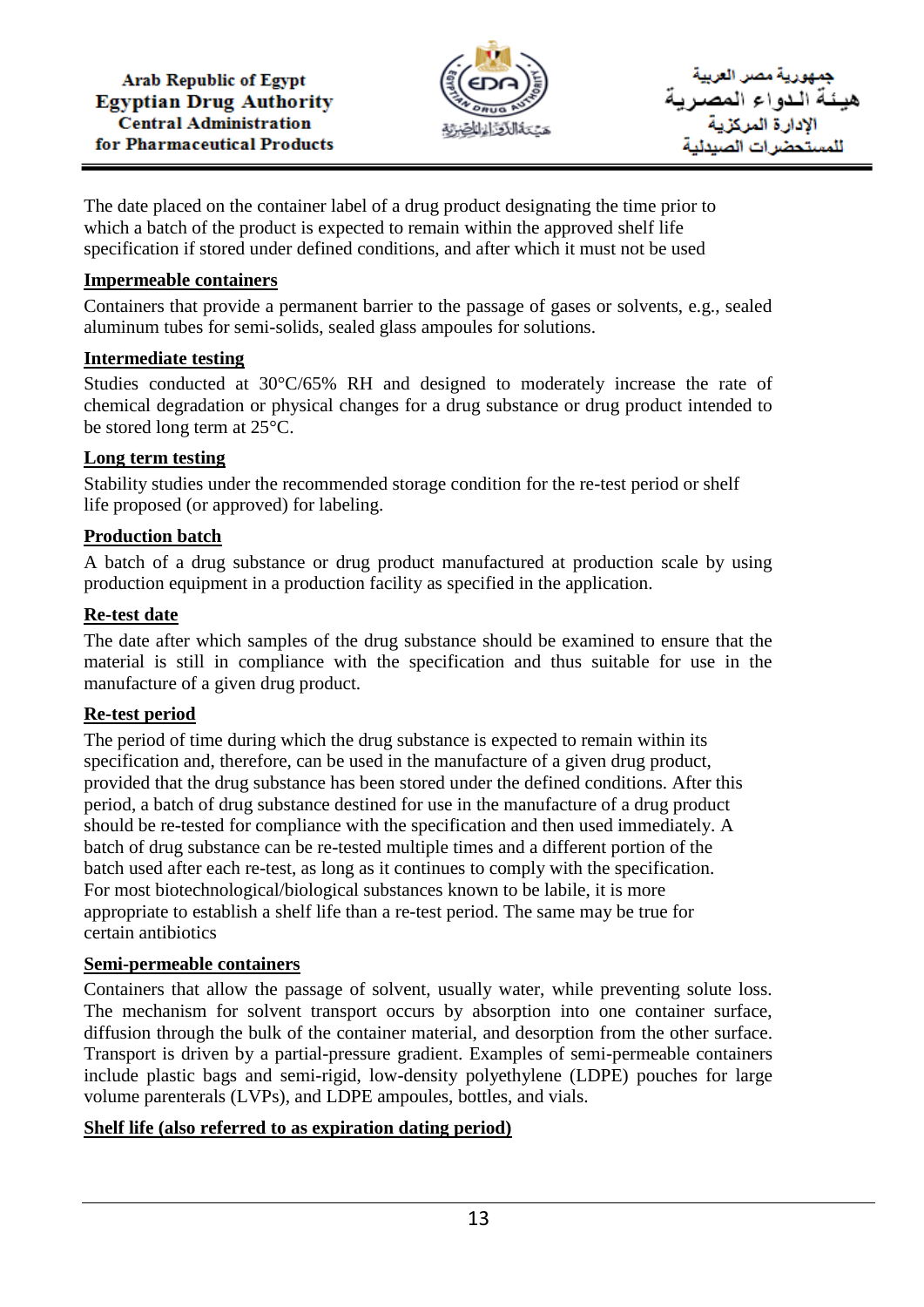The date placed on the container label of a drug product designating the time prior to which a batch of the product is expected to remain within the approved shelf life specification if stored under defined conditions, and after which it must not be used

**Impermeable containers**

Containers that provide a permanent barrier to the passage of gases or solvents, e.g., sealed aluminum tubes for semi-solids, sealed glass ampoules for solutions.

**Intermediate testing**

Studies conducted at 30°C/65% RH and designed to moderately increase the rate of chemical degradation or physical changes for a drug substance or drug product intended to be stored long term at 25°C.

**Long term testing**

Stability studies under the recommended storage condition for the re-test period or shelf life proposed (or approved) for labeling.

**Production batch**

A batch of a drug substance or drug product manufactured at production scale by using production equipment in a production facility as specified in the application.

**Re-test date**

The date after which samples of the drug substance should be examined to ensure that the material is still in compliance with the specification and thus suitable for use in the manufacture of a given drug product.

**Re-test period**

The period of time during which the drug substance is expected to remain within its specification and, therefore, can be used in the manufacture of a given drug product, provided that the drug substance has been stored under the defined conditions. After this period, a batch of drug substance destined for use in the manufacture of a drug product should be re-tested for compliance with the specification and then used immediately. A batch of drug substance can be re-tested multiple times and a different portion of the batch used after each re-test, as long as it continues to comply with the specification. For most biotechnological/biological substances known to be labile, it is more appropriate to establish a shelf life than a re-test period. The same may be true for certain antibiotics

**Semi-permeable containers**

Containers that allow the passage of solvent, usually water, while preventing solute loss. The mechanism for solvent transport occurs by absorption into one container surface, diffusion through the bulk of the container material, and desorption from the other surface. Transport is driven by a partial-pressure gradient. Examples of semi-permeable containers include plastic bags and semi-rigid, low-density polyethylene (LDPE) pouches for large volume parenterals (LVPs), and LDPE ampoules, bottles, and vials.

**Shelf life (also referred to as expiration dating period)**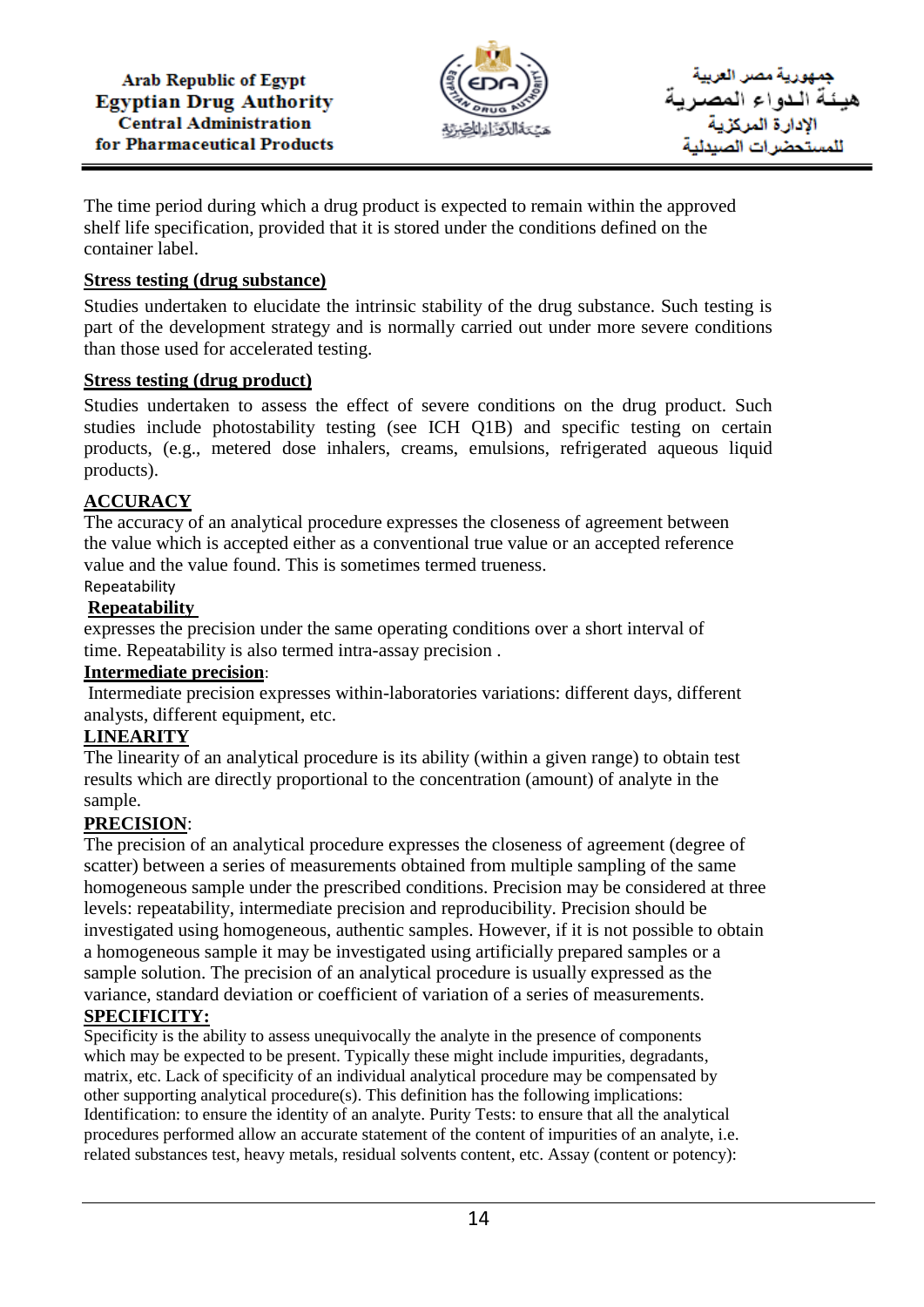The time period during which a drug product is expected to remain within the approved shelf life specification, provided that it is stored under the conditions defined on the container label.

**Stress testing (drug substance)**

Studies undertaken to elucidate the intrinsic stability of the drug substance. Such testing is part of the development strategy and is normally carried out under more severe conditions than those used for accelerated testing.

**Stress testing (drug product)**

Studies undertaken to assess the effect of severe conditions on the drug product. Such studies include photostability testing (see ICH Q1B) and specific testing on certain products, (e.g., metered dose inhalers, creams, emulsions, refrigerated aqueous liquid products).

**ACCURACY**

The accuracy of an analytical procedure expresses the closeness of agreement between the value which is accepted either as a conventional true value or an accepted reference value and the value found. This is sometimes termed trueness.

Repeatability

**Repeatability**

expresses the precision under the same operating conditions over a short interval of time. Repeatability is also termed intra-assay precision .

**Intermediate precision**:

Intermediate precision expresses within-laboratories variations: different days, different analysts, different equipment, etc.

**LINEARITY**

The linearity of an analytical procedure is its ability (within a given range) to obtain test results which are directly proportional to the concentration (amount) of analyte in the sample.

**PRECISION**:

The precision of an analytical procedure expresses the closeness of agreement (degree of scatter) between a series of measurements obtained from multiple sampling of the same homogeneous sample under the prescribed conditions. Precision may be considered at three levels: repeatability, intermediate precision and reproducibility. Precision should be investigated using homogeneous, authentic samples. However, if it is not possible to obtain a homogeneous sample it may be investigated using artificially prepared samples or a sample solution. The precision of an analytical procedure is usually expressed as the variance, standard deviation or coefficient of variation of a series of measurements.

**SPECIFICITY:**

Specificity is the ability to assess unequivocally the analyte in the presence of components which may be expected to be present. Typically these might include impurities, degradants, matrix, etc. Lack of specificity of an individual analytical procedure may be compensated by other supporting analytical procedure(s). This definition has the following implications: Identification: to ensure the identity of an analyte. Purity Tests: to ensure that all the analytical procedures performed allow an accurate statement of the content of impurities of an analyte, i.e. related substances test, heavy metals, residual solvents content, etc. Assay (content or potency):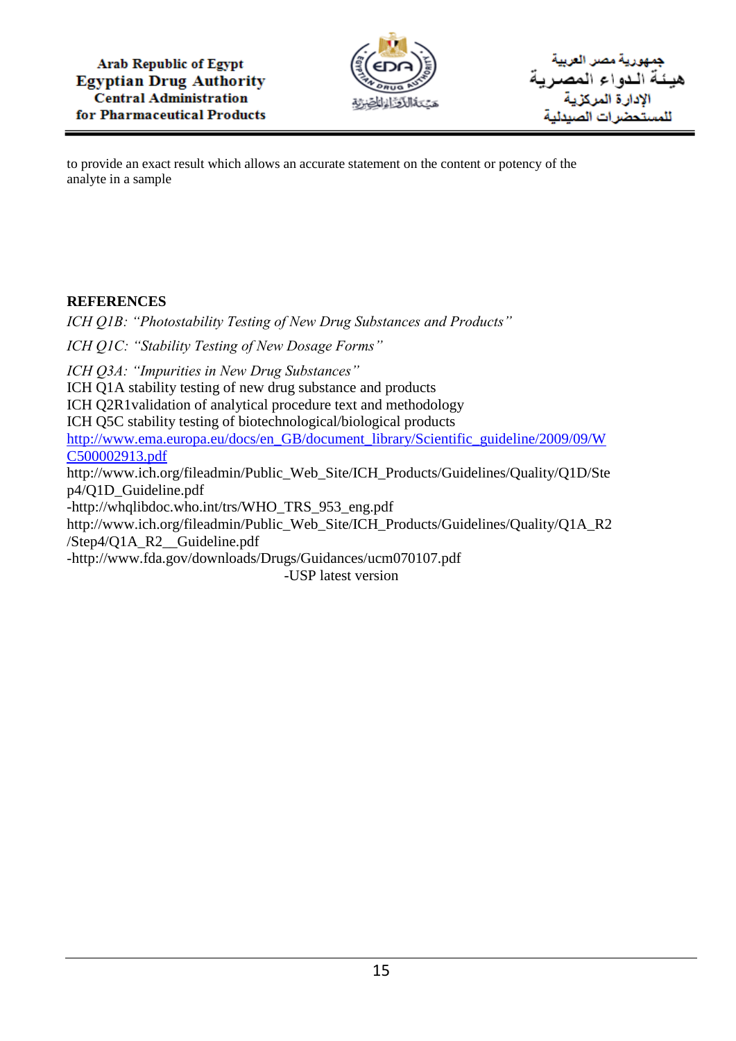to provide an exact result which allows an accurate statement on the content or potency of the analyte in a sample

**REFERENCES**

*ICH Q1B: "Photostability Testing of New Drug Substances and Products"*

*ICH Q1C: "Stability Testing of New Dosage Forms"*

*ICH Q3A: "Impurities in New Drug Substances"*

ICH Q1A stability testing of new drug substance and products

ICH Q2R1validation of analytical procedure text and methodology

ICH Q5C stability testing of biotechnological/biological products

http://www.ema.europa.eu/docs/en_GB/document_library/Scientific_guideline/2009/09/WC500002913.pdf

http://www.ich.org/fileadmin/Public_Web_Site/ICH_Products/Guidelines/Quality/Q1D/Step4/Q1D_Guideline.pdf

-http://whqlibdoc.who.int/trs/WHO_TRS_953_eng.pdf

http://www.ich.org/fileadmin/Public_Web_Site/ICH_Products/Guidelines/Quality/Q1A_R2/Step4/Q1A_R2__Guideline.pdf

-http://www.fda.gov/downloads/Drugs/Guidances/ucm070107.pdf

-USP latest version